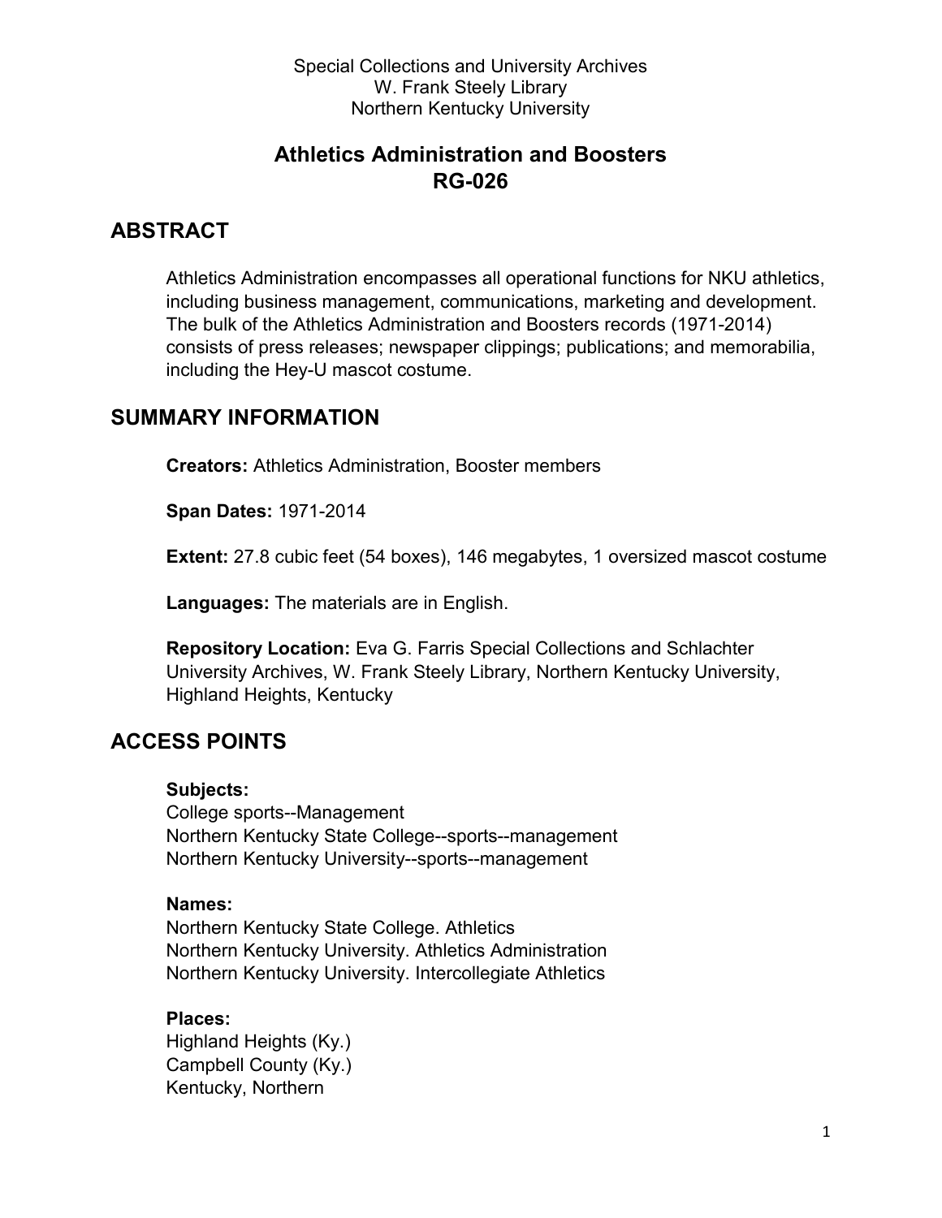Special Collections and University Archives
W. Frank Steely Library
Northern Kentucky University

# Athletics Administration and Boosters
# RG-026

## ABSTRACT

Athletics Administration encompasses all operational functions for NKU athletics, including business management, communications, marketing and development. The bulk of the Athletics Administration and Boosters records (1971-2014) consists of press releases; newspaper clippings; publications; and memorabilia, including the Hey-U mascot costume.

## SUMMARY INFORMATION

**Creators:** Athletics Administration, Booster members

**Span Dates:** 1971-2014

**Extent:** 27.8 cubic feet (54 boxes), 146 megabytes, 1 oversized mascot costume

**Languages:** The materials are in English.

**Repository Location:** Eva G. Farris Special Collections and Schlachter University Archives, W. Frank Steely Library, Northern Kentucky University, Highland Heights, Kentucky

## ACCESS POINTS

**Subjects:**
College sports--Management
Northern Kentucky State College--sports--management
Northern Kentucky University--sports--management

**Names:**
Northern Kentucky State College. Athletics
Northern Kentucky University. Athletics Administration
Northern Kentucky University. Intercollegiate Athletics

**Places:**
Highland Heights (Ky.)
Campbell County (Ky.)
Kentucky, Northern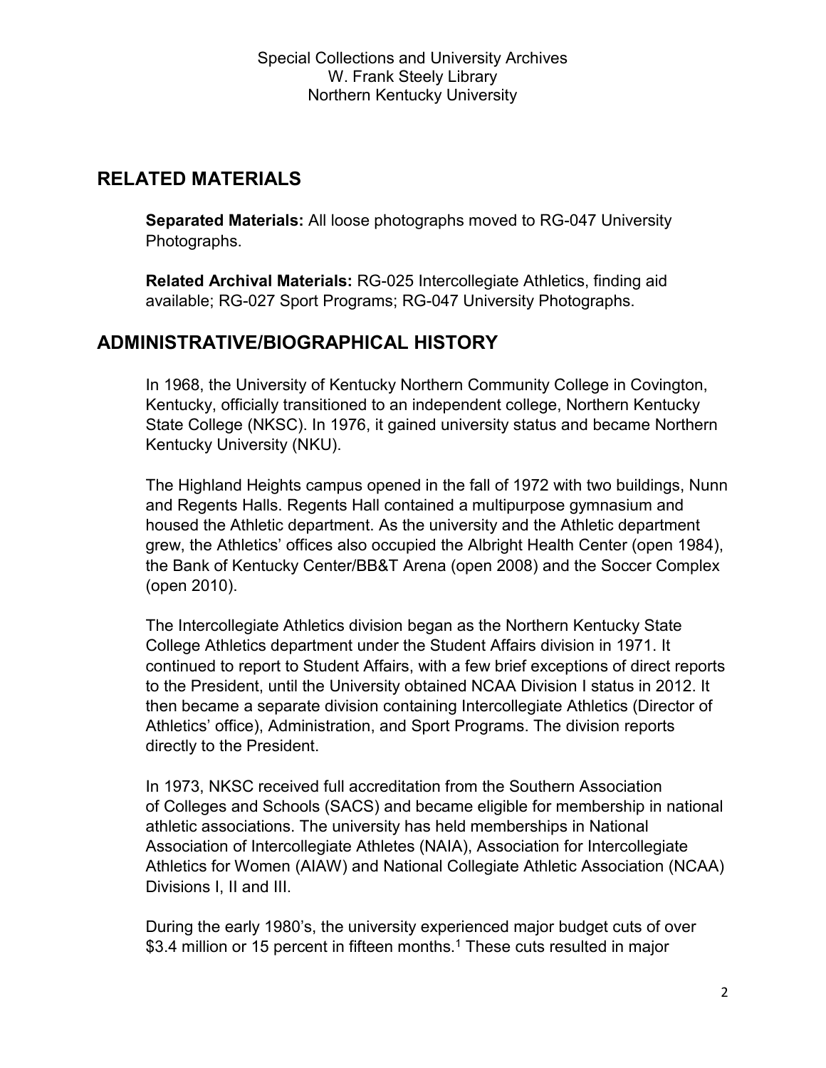## RELATED MATERIALS

**Separated Materials:** All loose photographs moved to RG-047 University Photographs.

**Related Archival Materials:** RG-025 Intercollegiate Athletics, finding aid available; RG-027 Sport Programs; RG-047 University Photographs.

## ADMINISTRATIVE/BIOGRAPHICAL HISTORY

In 1968, the University of Kentucky Northern Community College in Covington, Kentucky, officially transitioned to an independent college, Northern Kentucky State College (NKSC). In 1976, it gained university status and became Northern Kentucky University (NKU).

The Highland Heights campus opened in the fall of 1972 with two buildings, Nunn and Regents Halls. Regents Hall contained a multipurpose gymnasium and housed the Athletic department. As the university and the Athletic department grew, the Athletics' offices also occupied the Albright Health Center (open 1984), the Bank of Kentucky Center/BB&T Arena (open 2008) and the Soccer Complex (open 2010).

The Intercollegiate Athletics division began as the Northern Kentucky State College Athletics department under the Student Affairs division in 1971. It continued to report to Student Affairs, with a few brief exceptions of direct reports to the President, until the University obtained NCAA Division I status in 2012. It then became a separate division containing Intercollegiate Athletics (Director of Athletics' office), Administration, and Sport Programs. The division reports directly to the President.

In 1973, NKSC received full accreditation from the Southern Association of Colleges and Schools (SACS) and became eligible for membership in national athletic associations. The university has held memberships in National Association of Intercollegiate Athletes (NAIA), Association for Intercollegiate Athletics for Women (AIAW) and National Collegiate Athletic Association (NCAA) Divisions I, II and III.

During the early 1980's, the university experienced major budget cuts of over $3.4 million or 15 percent in fifteen months.[1] These cuts resulted in major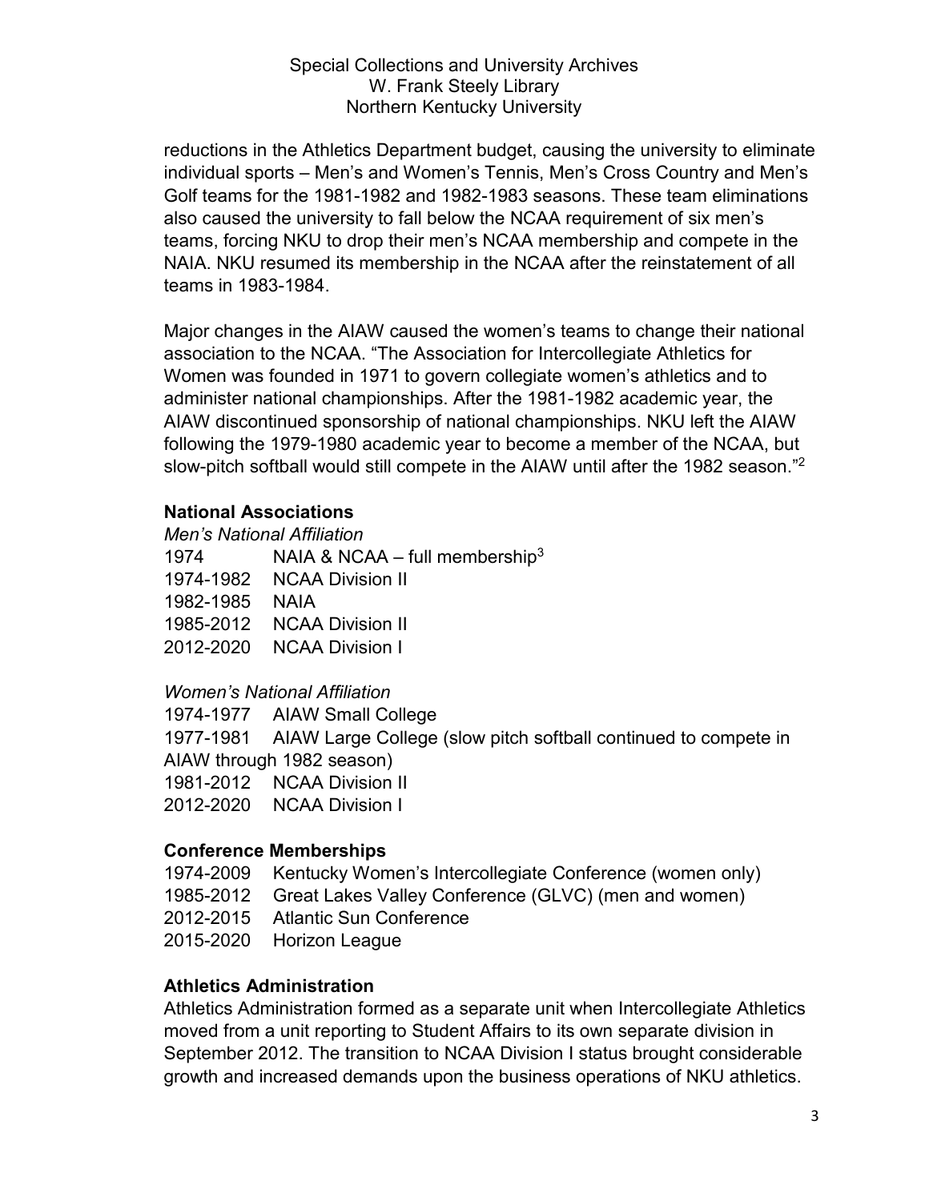reductions in the Athletics Department budget, causing the university to eliminate individual sports – Men's and Women's Tennis, Men's Cross Country and Men's Golf teams for the 1981-1982 and 1982-1983 seasons. These team eliminations also caused the university to fall below the NCAA requirement of six men's teams, forcing NKU to drop their men's NCAA membership and compete in the NAIA. NKU resumed its membership in the NCAA after the reinstatement of all teams in 1983-1984.

Major changes in the AIAW caused the women's teams to change their national association to the NCAA. "The Association for Intercollegiate Athletics for Women was founded in 1971 to govern collegiate women's athletics and to administer national championships. After the 1981-1982 academic year, the AIAW discontinued sponsorship of national championships. NKU left the AIAW following the 1979-1980 academic year to become a member of the NCAA, but slow-pitch softball would still compete in the AIAW until after the 1982 season."[2]

## National Associations

*Men's National Affiliation*

1974 NAIA & NCAA – full membership[3]
1974-1982 NCAA Division II
1982-1985 NAIA
1985-2012 NCAA Division II
2012-2020 NCAA Division I

*Women's National Affiliation*

1974-1977 AIAW Small College
1977-1981 AIAW Large College (slow pitch softball continued to compete in AIAW through 1982 season)
1981-2012 NCAA Division II
2012-2020 NCAA Division I

## Conference Memberships

1974-2009 Kentucky Women's Intercollegiate Conference (women only)
1985-2012 Great Lakes Valley Conference (GLVC) (men and women)
2012-2015 Atlantic Sun Conference
2015-2020 Horizon League

## Athletics Administration

Athletics Administration formed as a separate unit when Intercollegiate Athletics moved from a unit reporting to Student Affairs to its own separate division in September 2012. The transition to NCAA Division I status brought considerable growth and increased demands upon the business operations of NKU athletics.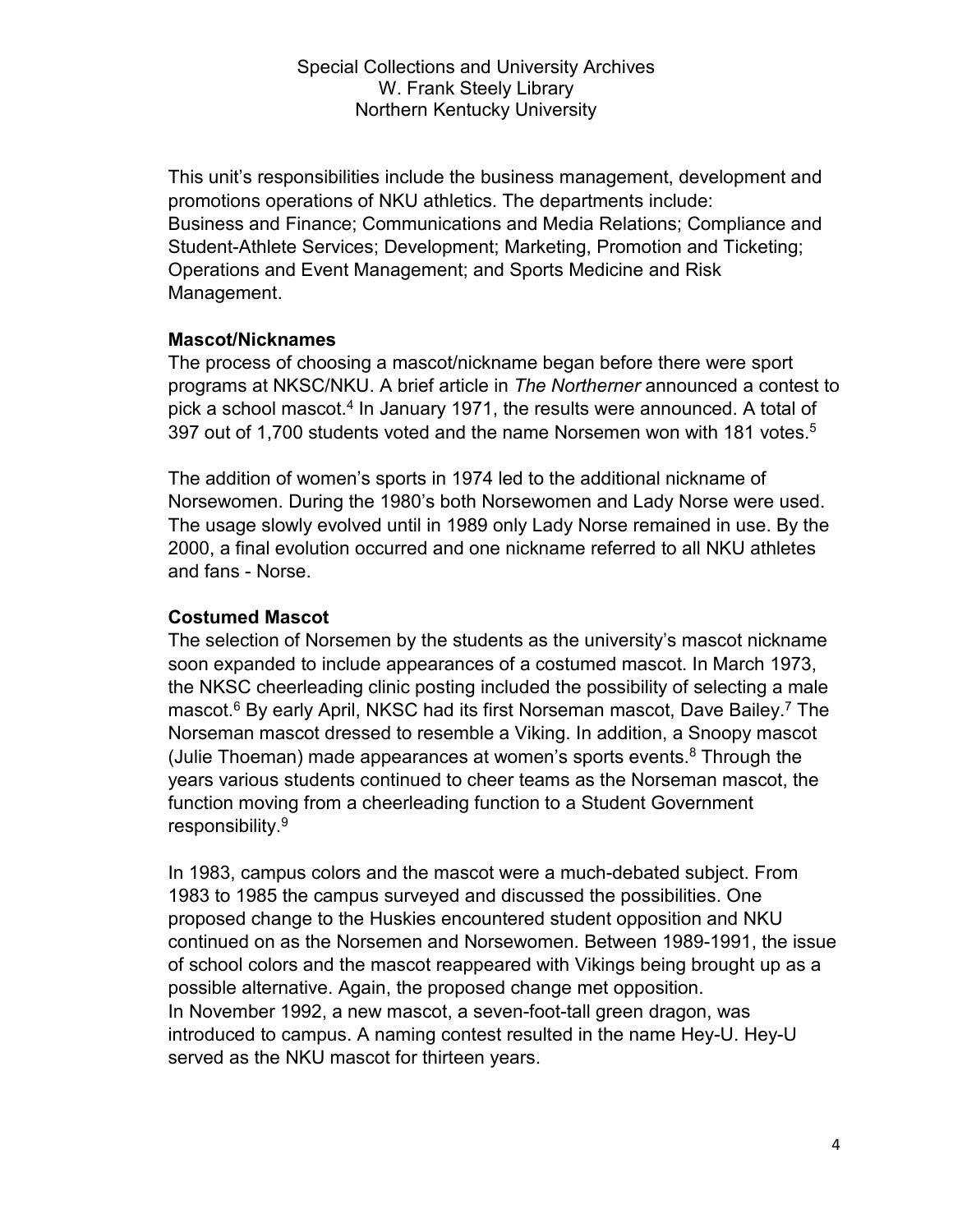This unit's responsibilities include the business management, development and promotions operations of NKU athletics. The departments include: Business and Finance; Communications and Media Relations; Compliance and Student-Athlete Services; Development; Marketing, Promotion and Ticketing; Operations and Event Management; and Sports Medicine and Risk Management.

### Mascot/Nicknames

The process of choosing a mascot/nickname began before there were sport programs at NKSC/NKU. A brief article in *The Northerner* announced a contest to pick a school mascot.[4] In January 1971, the results were announced. A total of 397 out of 1,700 students voted and the name Norsemen won with 181 votes.[5]

The addition of women's sports in 1974 led to the additional nickname of Norsewomen. During the 1980's both Norsewomen and Lady Norse were used. The usage slowly evolved until in 1989 only Lady Norse remained in use. By the 2000, a final evolution occurred and one nickname referred to all NKU athletes and fans - Norse.

### Costumed Mascot

The selection of Norsemen by the students as the university's mascot nickname soon expanded to include appearances of a costumed mascot. In March 1973, the NKSC cheerleading clinic posting included the possibility of selecting a male mascot.[6] By early April, NKSC had its first Norseman mascot, Dave Bailey.[7] The Norseman mascot dressed to resemble a Viking. In addition, a Snoopy mascot (Julie Thoeman) made appearances at women's sports events.[8] Through the years various students continued to cheer teams as the Norseman mascot, the function moving from a cheerleading function to a Student Government responsibility.[9]

In 1983, campus colors and the mascot were a much-debated subject. From 1983 to 1985 the campus surveyed and discussed the possibilities. One proposed change to the Huskies encountered student opposition and NKU continued on as the Norsemen and Norsewomen. Between 1989-1991, the issue of school colors and the mascot reappeared with Vikings being brought up as a possible alternative. Again, the proposed change met opposition.
In November 1992, a new mascot, a seven-foot-tall green dragon, was introduced to campus. A naming contest resulted in the name Hey-U. Hey-U served as the NKU mascot for thirteen years.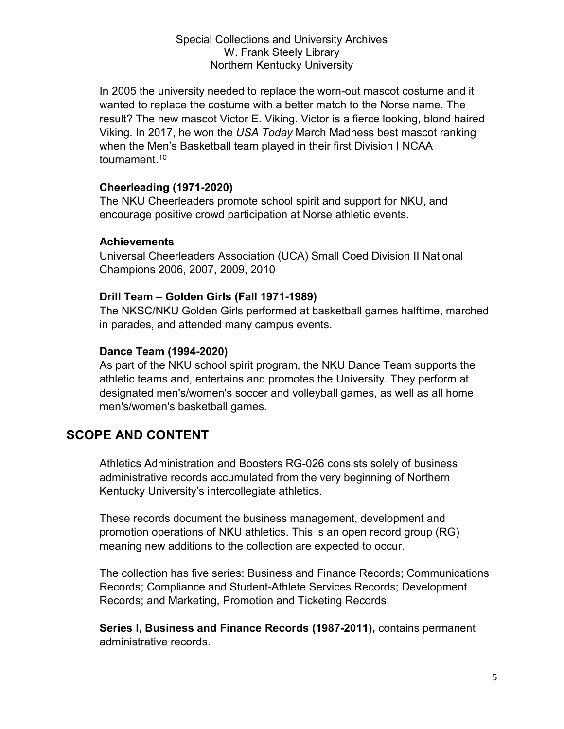In 2005 the university needed to replace the worn-out mascot costume and it wanted to replace the costume with a better match to the Norse name. The result? The new mascot Victor E. Viking. Victor is a fierce looking, blond haired Viking. In 2017, he won the *USA Today* March Madness best mascot ranking when the Men's Basketball team played in their first Division I NCAA tournament.[10]

### Cheerleading (1971-2020)

The NKU Cheerleaders promote school spirit and support for NKU, and encourage positive crowd participation at Norse athletic events.

### Achievements

Universal Cheerleaders Association (UCA) Small Coed Division II National Champions 2006, 2007, 2009, 2010

### Drill Team – Golden Girls (Fall 1971-1989)

The NKSC/NKU Golden Girls performed at basketball games halftime, marched in parades, and attended many campus events.

### Dance Team (1994-2020)

As part of the NKU school spirit program, the NKU Dance Team supports the athletic teams and, entertains and promotes the University. They perform at designated men's/women's soccer and volleyball games, as well as all home men's/women's basketball games.

## SCOPE AND CONTENT

Athletics Administration and Boosters RG-026 consists solely of business administrative records accumulated from the very beginning of Northern Kentucky University's intercollegiate athletics.

These records document the business management, development and promotion operations of NKU athletics. This is an open record group (RG) meaning new additions to the collection are expected to occur.

The collection has five series: Business and Finance Records; Communications Records; Compliance and Student-Athlete Services Records; Development Records; and Marketing, Promotion and Ticketing Records.

**Series I, Business and Finance Records (1987-2011),** contains permanent administrative records.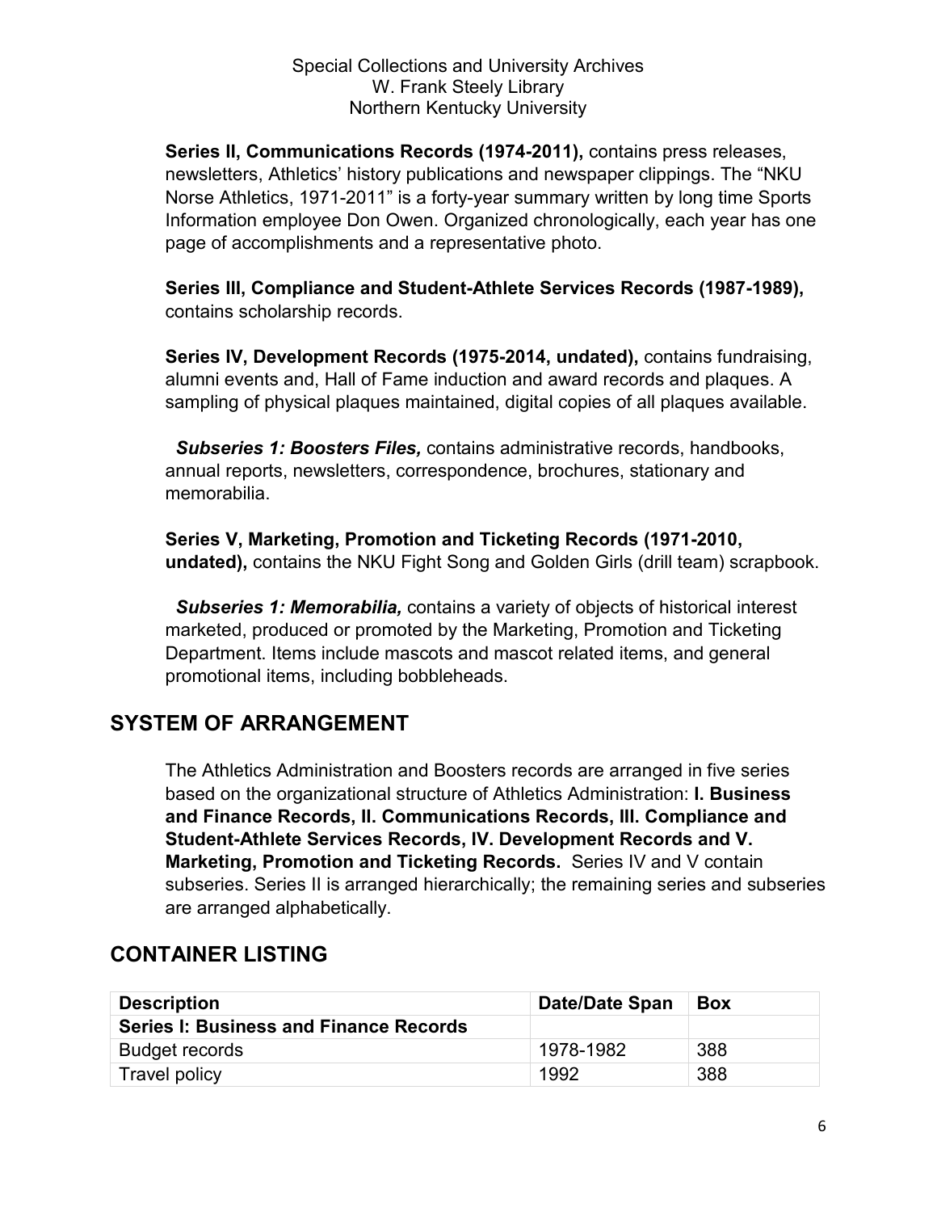**Series II, Communications Records (1974-2011),** contains press releases, newsletters, Athletics' history publications and newspaper clippings. The "NKU Norse Athletics, 1971-2011" is a forty-year summary written by long time Sports Information employee Don Owen. Organized chronologically, each year has one page of accomplishments and a representative photo.

**Series III, Compliance and Student-Athlete Services Records (1987-1989),** contains scholarship records.

**Series IV, Development Records (1975-2014, undated),** contains fundraising, alumni events and, Hall of Fame induction and award records and plaques. A sampling of physical plaques maintained, digital copies of all plaques available.

***Subseries 1: Boosters Files,*** contains administrative records, handbooks, annual reports, newsletters, correspondence, brochures, stationary and memorabilia.

**Series V, Marketing, Promotion and Ticketing Records (1971-2010, undated),** contains the NKU Fight Song and Golden Girls (drill team) scrapbook.

***Subseries 1: Memorabilia,*** contains a variety of objects of historical interest marketed, produced or promoted by the Marketing, Promotion and Ticketing Department. Items include mascots and mascot related items, and general promotional items, including bobbleheads.

## SYSTEM OF ARRANGEMENT

The Athletics Administration and Boosters records are arranged in five series based on the organizational structure of Athletics Administration: **I. Business and Finance Records, II. Communications Records, III. Compliance and Student-Athlete Services Records, IV. Development Records and V. Marketing, Promotion and Ticketing Records.** Series IV and V contain subseries. Series II is arranged hierarchically; the remaining series and subseries are arranged alphabetically.

## CONTAINER LISTING

| Description | Date/Date Span | Box |
| --- | --- | --- |
| **Series I: Business and Finance Records** | | |
| Budget records | 1978-1982 | 388 |
| Travel policy | 1992 | 388 |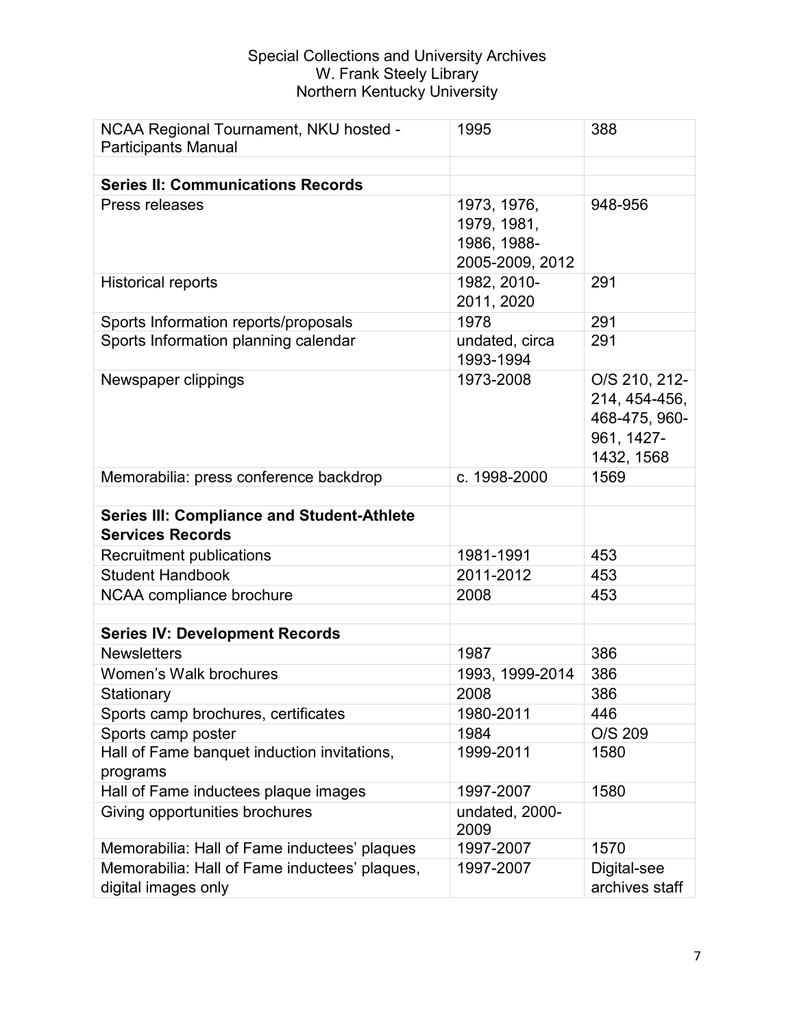Special Collections and University Archives
W. Frank Steely Library
Northern Kentucky University

| | | |
|---|---|---|
| NCAA Regional Tournament, NKU hosted - Participants Manual | 1995 | 388 |
| | | |
| **Series II: Communications Records** | | |
| Press releases | 1973, 1976, 1979, 1981, 1986, 1988-2005-2009, 2012 | 948-956 |
| Historical reports | 1982, 2010-2011, 2020 | 291 |
| Sports Information reports/proposals | 1978 | 291 |
| Sports Information planning calendar | undated, circa 1993-1994 | 291 |
| Newspaper clippings | 1973-2008 | O/S 210, 212-214, 454-456, 468-475, 960-961, 1427-1432, 1568 |
| Memorabilia: press conference backdrop | c. 1998-2000 | 1569 |
| | | |
| **Series III: Compliance and Student-Athlete Services Records** | | |
| Recruitment publications | 1981-1991 | 453 |
| Student Handbook | 2011-2012 | 453 |
| NCAA compliance brochure | 2008 | 453 |
| | | |
| **Series IV: Development Records** | | |
| Newsletters | 1987 | 386 |
| Women's Walk brochures | 1993, 1999-2014 | 386 |
| Stationary | 2008 | 386 |
| Sports camp brochures, certificates | 1980-2011 | 446 |
| Sports camp poster | 1984 | O/S 209 |
| Hall of Fame banquet induction invitations, programs | 1999-2011 | 1580 |
| Hall of Fame inductees plaque images | 1997-2007 | 1580 |
| Giving opportunities brochures | undated, 2000-2009 | |
| Memorabilia: Hall of Fame inductees' plaques | 1997-2007 | 1570 |
| Memorabilia: Hall of Fame inductees' plaques, digital images only | 1997-2007 | Digital-see archives staff |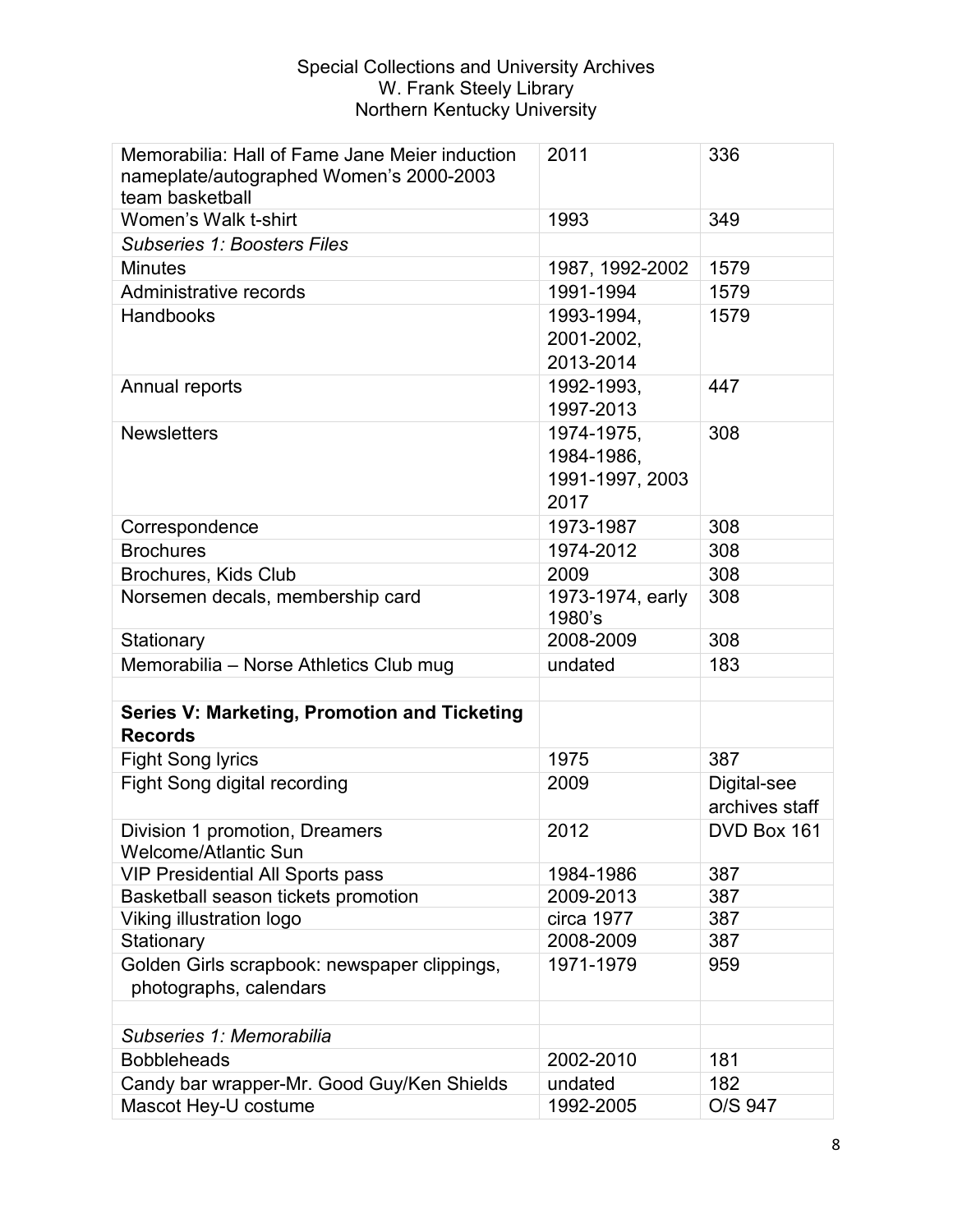| | | |
|---|---|---|
| Memorabilia: Hall of Fame Jane Meier induction nameplate/autographed Women's 2000-2003 team basketball | 2011 | 336 |
| Women's Walk t-shirt | 1993 | 349 |
| *Subseries 1: Boosters Files* | | |
| Minutes | 1987, 1992-2002 | 1579 |
| Administrative records | 1991-1994 | 1579 |
| Handbooks | 1993-1994, 2001-2002, 2013-2014 | 1579 |
| Annual reports | 1992-1993, 1997-2013 | 447 |
| Newsletters | 1974-1975, 1984-1986, 1991-1997, 2003 2017 | 308 |
| Correspondence | 1973-1987 | 308 |
| Brochures | 1974-2012 | 308 |
| Brochures, Kids Club | 2009 | 308 |
| Norsemen decals, membership card | 1973-1974, early 1980's | 308 |
| Stationary | 2008-2009 | 308 |
| Memorabilia – Norse Athletics Club mug | undated | 183 |
| | | |
| **Series V: Marketing, Promotion and Ticketing Records** | | |
| Fight Song lyrics | 1975 | 387 |
| Fight Song digital recording | 2009 | Digital-see archives staff |
| Division 1 promotion, Dreamers Welcome/Atlantic Sun | 2012 | DVD Box 161 |
| VIP Presidential All Sports pass | 1984-1986 | 387 |
| Basketball season tickets promotion | 2009-2013 | 387 |
| Viking illustration logo | circa 1977 | 387 |
| Stationary | 2008-2009 | 387 |
| Golden Girls scrapbook: newspaper clippings, photographs, calendars | 1971-1979 | 959 |
| | | |
| *Subseries 1: Memorabilia* | | |
| Bobbleheads | 2002-2010 | 181 |
| Candy bar wrapper-Mr. Good Guy/Ken Shields | undated | 182 |
| Mascot Hey-U costume | 1992-2005 | O/S 947 |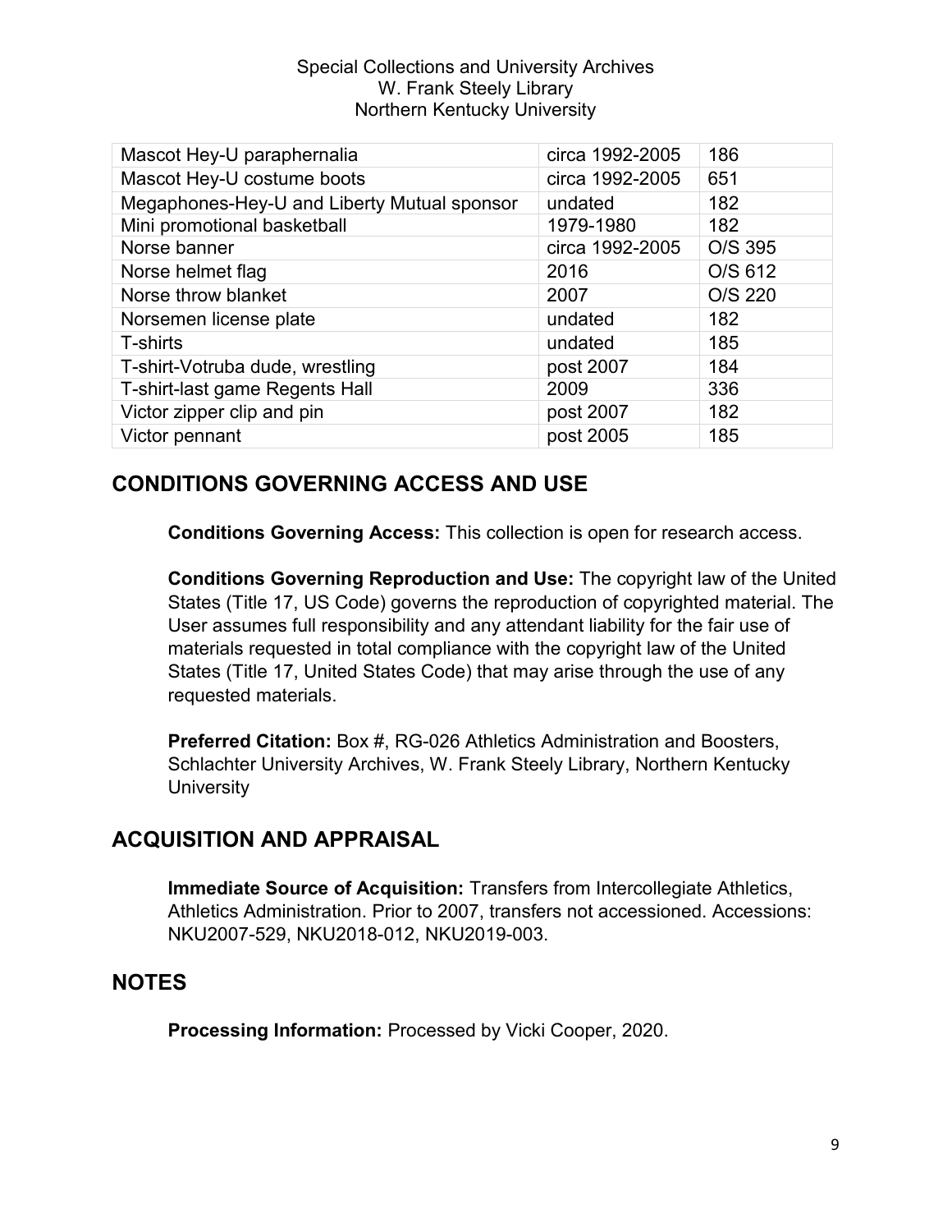| Mascot Hey-U paraphernalia | circa 1992-2005 | 186 |
|---|---|---|
| Mascot Hey-U costume boots | circa 1992-2005 | 651 |
| Megaphones-Hey-U and Liberty Mutual sponsor | undated | 182 |
| Mini promotional basketball | 1979-1980 | 182 |
| Norse banner | circa 1992-2005 | O/S 395 |
| Norse helmet flag | 2016 | O/S 612 |
| Norse throw blanket | 2007 | O/S 220 |
| Norsemen license plate | undated | 182 |
| T-shirts | undated | 185 |
| T-shirt-Votruba dude, wrestling | post 2007 | 184 |
| T-shirt-last game Regents Hall | 2009 | 336 |
| Victor zipper clip and pin | post 2007 | 182 |
| Victor pennant | post 2005 | 185 |

## CONDITIONS GOVERNING ACCESS AND USE

**Conditions Governing Access:** This collection is open for research access.

**Conditions Governing Reproduction and Use:** The copyright law of the United States (Title 17, US Code) governs the reproduction of copyrighted material. The User assumes full responsibility and any attendant liability for the fair use of materials requested in total compliance with the copyright law of the United States (Title 17, United States Code) that may arise through the use of any requested materials.

**Preferred Citation:** Box #, RG-026 Athletics Administration and Boosters, Schlachter University Archives, W. Frank Steely Library, Northern Kentucky University

## ACQUISITION AND APPRAISAL

**Immediate Source of Acquisition:** Transfers from Intercollegiate Athletics, Athletics Administration. Prior to 2007, transfers not accessioned. Accessions: NKU2007-529, NKU2018-012, NKU2019-003.

## NOTES

**Processing Information:** Processed by Vicki Cooper, 2020.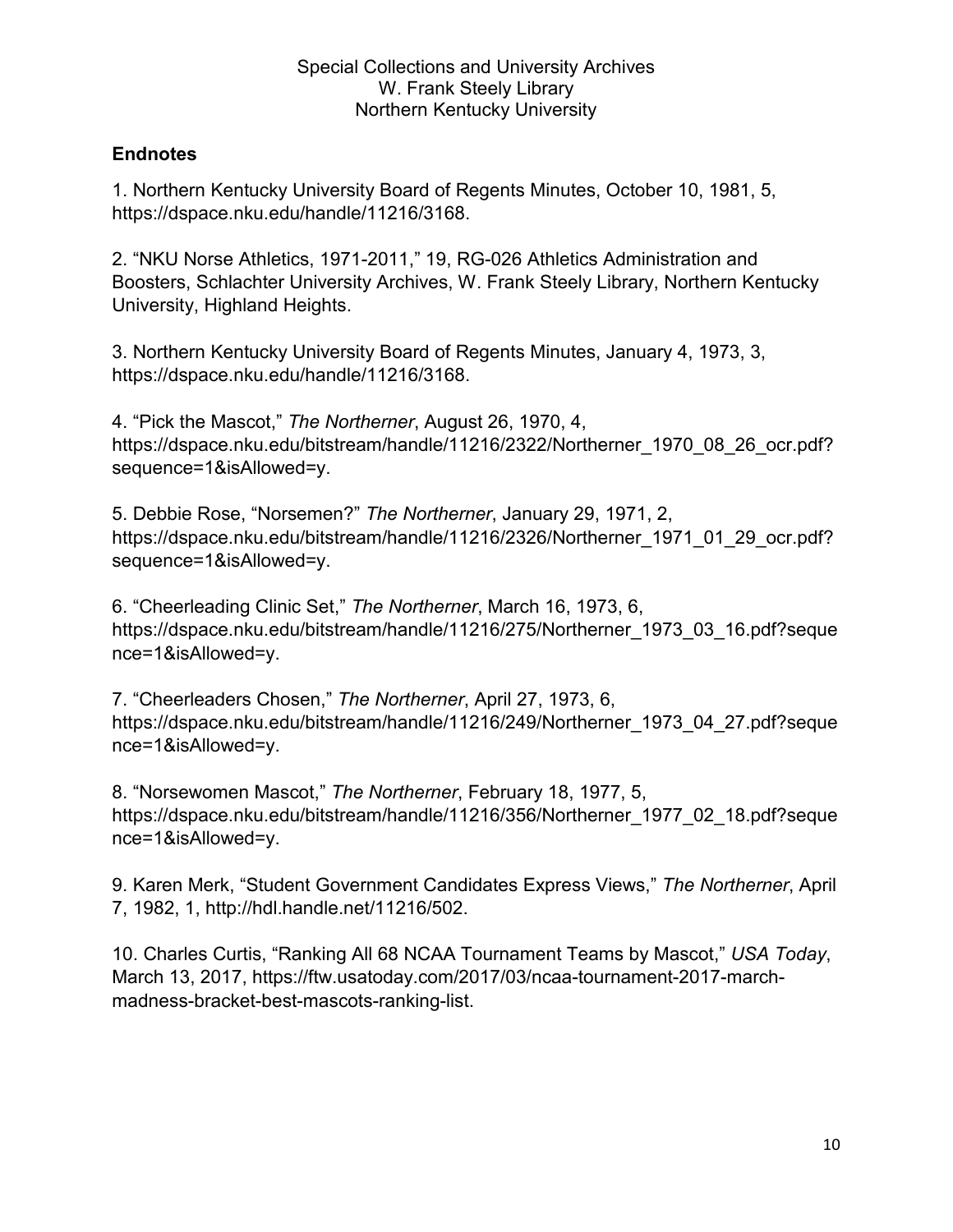Special Collections and University Archives
W. Frank Steely Library
Northern Kentucky University

## Endnotes

1. Northern Kentucky University Board of Regents Minutes, October 10, 1981, 5, https://dspace.nku.edu/handle/11216/3168.

2. "NKU Norse Athletics, 1971-2011," 19, RG-026 Athletics Administration and Boosters, Schlachter University Archives, W. Frank Steely Library, Northern Kentucky University, Highland Heights.

3. Northern Kentucky University Board of Regents Minutes, January 4, 1973, 3, https://dspace.nku.edu/handle/11216/3168.

4. "Pick the Mascot," *The Northerner*, August 26, 1970, 4, https://dspace.nku.edu/bitstream/handle/11216/2322/Northerner_1970_08_26_ocr.pdf?sequence=1&isAllowed=y.

5. Debbie Rose, "Norsemen?" *The Northerner*, January 29, 1971, 2, https://dspace.nku.edu/bitstream/handle/11216/2326/Northerner_1971_01_29_ocr.pdf?sequence=1&isAllowed=y.

6. "Cheerleading Clinic Set," *The Northerner*, March 16, 1973, 6, https://dspace.nku.edu/bitstream/handle/11216/275/Northerner_1973_03_16.pdf?sequence=1&isAllowed=y.

7. "Cheerleaders Chosen," *The Northerner*, April 27, 1973, 6, https://dspace.nku.edu/bitstream/handle/11216/249/Northerner_1973_04_27.pdf?sequence=1&isAllowed=y.

8. "Norsewomen Mascot," *The Northerner*, February 18, 1977, 5, https://dspace.nku.edu/bitstream/handle/11216/356/Northerner_1977_02_18.pdf?sequence=1&isAllowed=y.

9. Karen Merk, "Student Government Candidates Express Views," *The Northerner*, April 7, 1982, 1, http://hdl.handle.net/11216/502.

10. Charles Curtis, "Ranking All 68 NCAA Tournament Teams by Mascot," *USA Today*, March 13, 2017, https://ftw.usatoday.com/2017/03/ncaa-tournament-2017-march-madness-bracket-best-mascots-ranking-list.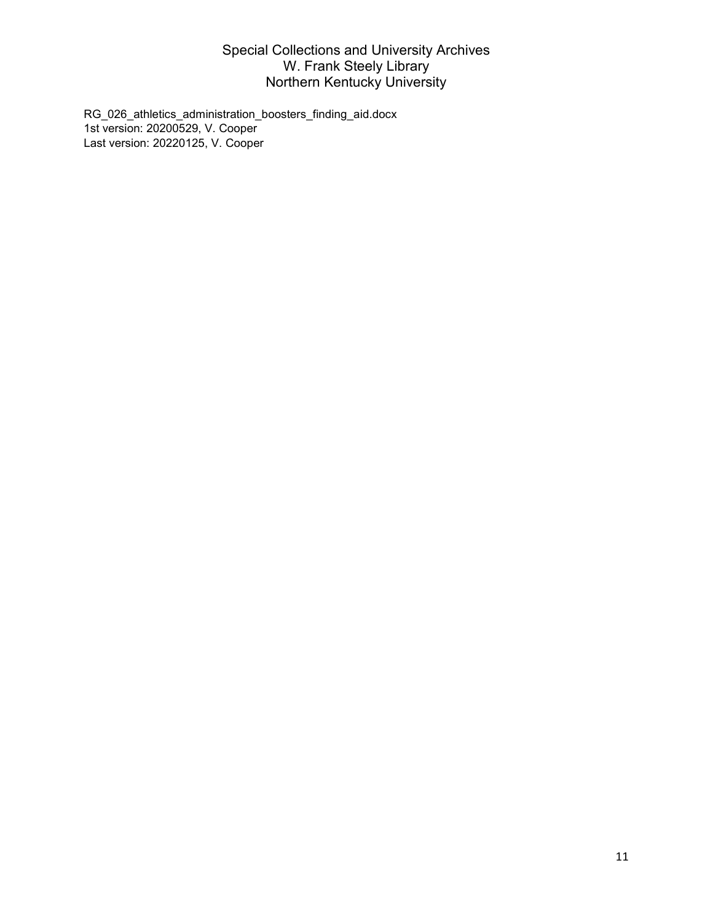Special Collections and University Archives
W. Frank Steely Library
Northern Kentucky University

RG_026_athletics_administration_boosters_finding_aid.docx
1st version: 20200529, V. Cooper
Last version: 20220125, V. Cooper